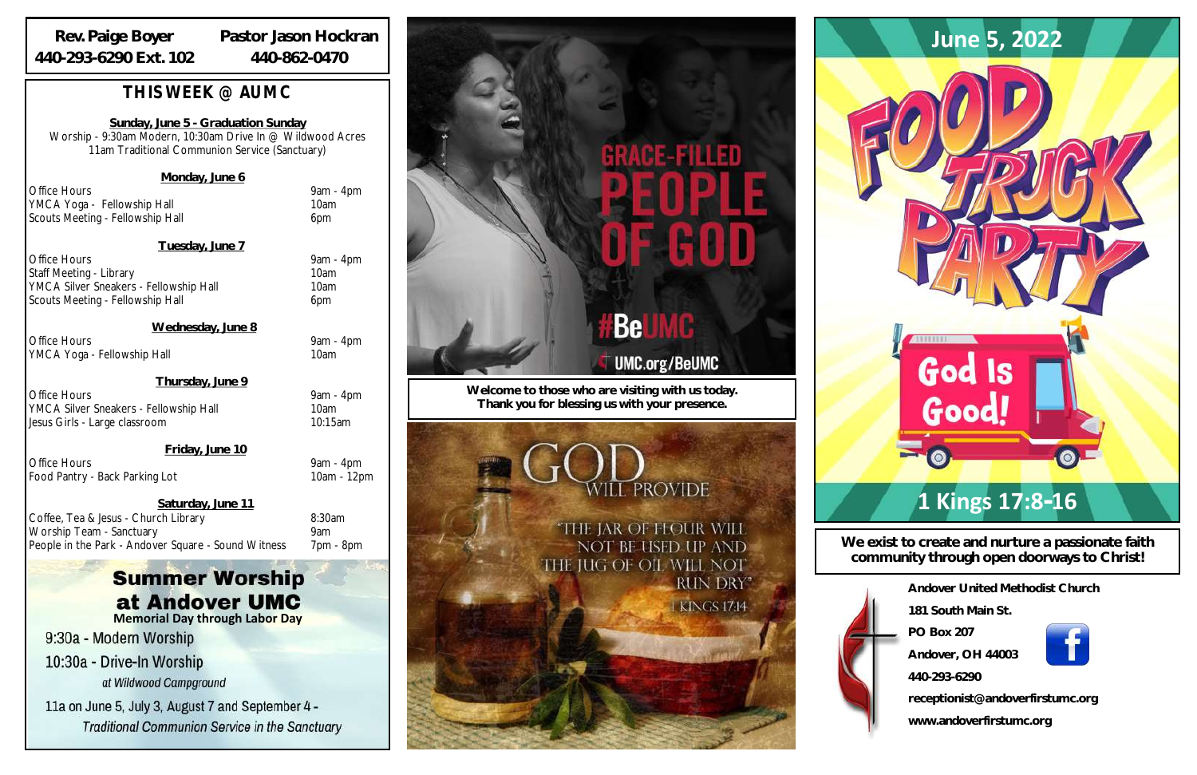**Rev. Paige Boyer**
440-293-6290 Ext. 102

**Pastor Jason Hockran**
440-862-0470

## THIS WEEK @ AUMC

**Sunday, June 5 - Graduation Sunday**

Worship - 9:30am Modern, 10:30am Drive In @ Wildwood Acres
11am Traditional Communion Service (Sanctuary)

**Monday, June 6**

| | |
|---|---|
| Office Hours | 9am - 4pm |
| YMCA Yoga - Fellowship Hall | 10am |
| Scouts Meeting - Fellowship Hall | 6pm |

**Tuesday, June 7**

| | |
|---|---|
| Office Hours | 9am - 4pm |
| Staff Meeting - Library | 10am |
| YMCA Silver Sneakers - Fellowship Hall | 10am |
| Scouts Meeting - Fellowship Hall | 6pm |

**Wednesday, June 8**

| | |
|---|---|
| Office Hours | 9am - 4pm |
| YMCA Yoga - Fellowship Hall | 10am |

**Thursday, June 9**

| | |
|---|---|
| Office Hours | 9am - 4pm |
| YMCA Silver Sneakers - Fellowship Hall | 10am |
| Jesus Girls - Large classroom | 10:15am |

**Friday, June 10**

| | |
|---|---|
| Office Hours | 9am - 4pm |
| Food Pantry - Back Parking Lot | 10am - 12pm |

**Saturday, June 11**

| | |
|---|---|
| Coffee, Tea & Jesus - Church Library | 8:30am |
| Worship Team - Sanctuary | 9am |
| People in the Park - Andover Square - Sound Witness | 7pm - 8pm |

## Summer Worship at Andover UMC

**Memorial Day through Labor Day**

9:30a - Modern Worship

10:30a - Drive-In Worship
*at Wildwood Campground*

11a on June 5, July 3, August 7 and September 4 -
*Traditional Communion Service in the Sanctuary*

GRACE-FILLED PEOPLE OF GOD

#BeUMC

UMC.org/BeUMC

**Welcome to those who are visiting with us today. Thank you for blessing us with your presence.**

GOD WILL PROVIDE

"THE JAR OF FLOUR WILL NOT BE USED UP AND THE JUG OF OIL WILL NOT RUN DRY"
1 KINGS 17:14

## June 5, 2022

# FOOD TRUCK PARTY

God Is Good!

## 1 Kings 17:8-16

**We exist to create and nurture a passionate faith community through open doorways to Christ!**

**Andover United Methodist Church**
**181 South Main St.**
**PO Box 207**
**Andover, OH 44003**
**440-293-6290**
**receptionist@andoverfirstumc.org**
**www.andoverfirstumc.org**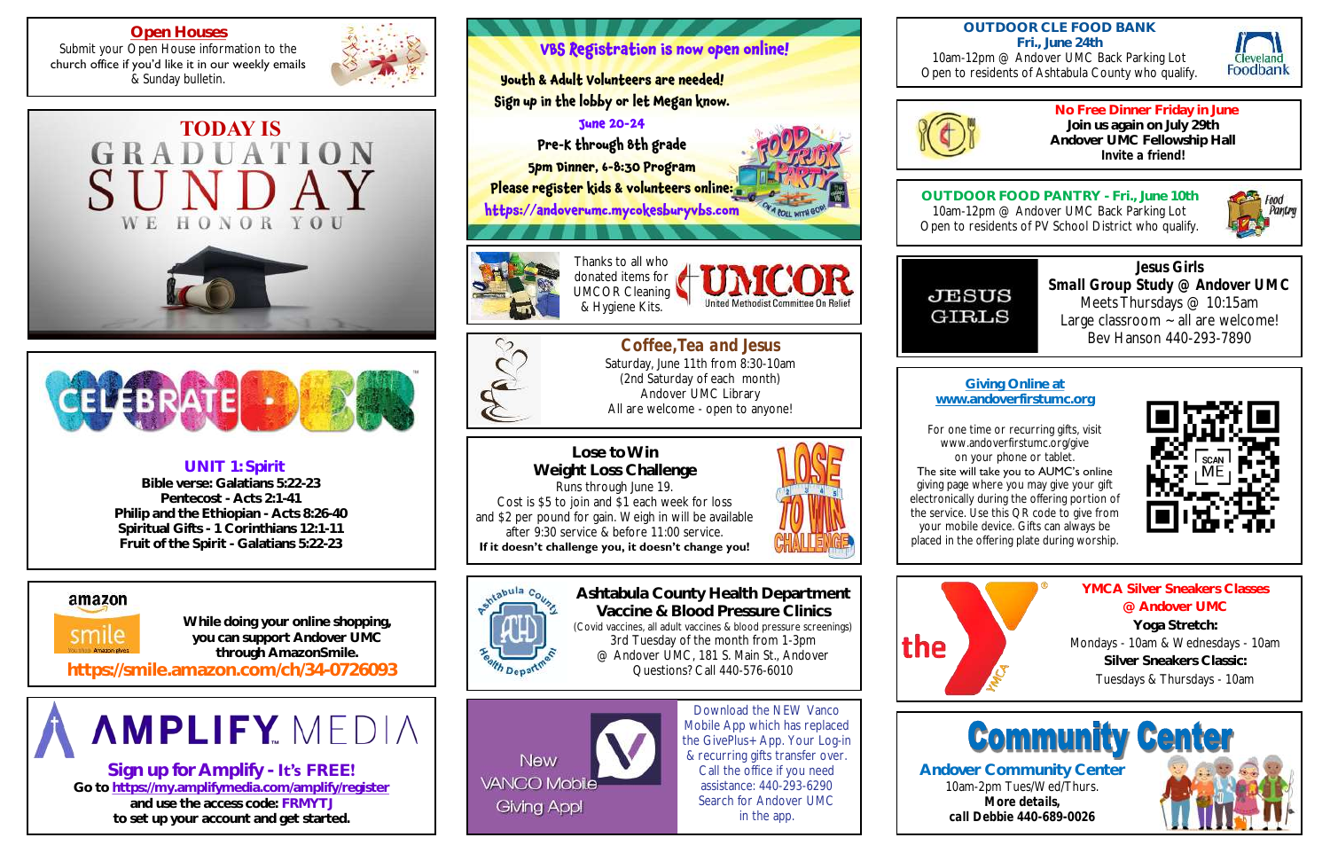## Open Houses

Submit your Open House information to the church office if you'd like it in our weekly emails & Sunday bulletin.

# TODAY IS GRADUATION SUNDAY

WE HONOR YOU

CELEBRATE WONDER

**UNIT 1: Spirit**

**Bible verse: Galatians 5:22-23**
**Pentecost - Acts 2:1-41**
**Philip and the Ethiopian - Acts 8:26-40**
**Spiritual Gifts - 1 Corinthians 12:1-11**
**Fruit of the Spirit - Galatians 5:22-23**

amazon smile

**While doing your online shopping, you can support Andover UMC through AmazonSmile.**

**https://smile.amazon.com/ch/34-0726093**

AMPLIFY MEDIA

**Sign up for Amplify - It's FREE!**

**Go to https://my.amplifymedia.com/amplify/register and use the access code: FRMYTJ to set up your account and get started.**

## VBS Registration is now open online!

Youth & Adult Volunteers are needed!
Sign up in the lobby or let Megan know.

June 20-24
Pre-K through 8th grade
5pm Dinner, 6-8:30 Program
Please register kids & volunteers online:
https://andoverumc.mycokesburyvbs.com

Thanks to all who donated items for UMCOR Cleaning & Hygiene Kits.

UMCOR United Methodist Committee On Relief

## Coffee,Tea and Jesus

Saturday, June 11th from 8:30-10am
(2nd Saturday of each month)
Andover UMC Library
All are welcome - open to anyone!

## Lose to Win Weight Loss Challenge

Runs through June 19.
Cost is $5 to join and $1 each week for loss and $2 per pound for gain. Weigh in will be available after 9:30 service & before 11:00 service.
**If it doesn't challenge you, it doesn't change you!**

## Ashtabula County Health Department Vaccine & Blood Pressure Clinics

(Covid vaccines, all adult vaccines & blood pressure screenings)
3rd Tuesday of the month from 1-3pm
@ Andover UMC, 181 S. Main St., Andover
Questions? Call 440-576-6010

New VANCO Mobile Giving App!

Download the NEW Vanco Mobile App which has replaced the GivePlus+ App. Your Log-in & recurring gifts transfer over. Call the office if you need assistance: 440-293-6290
Search for Andover UMC in the app.

## OUTDOOR CLE FOOD BANK

**Fri., June 24th**
10am-12pm @ Andover UMC Back Parking Lot
Open to residents of Ashtabula County who qualify.

**No Free Dinner Friday in June**
**Join us again on July 29th**
**Andover UMC Fellowship Hall**
**Invite a friend!**

## OUTDOOR FOOD PANTRY - Fri., June 10th

10am-12pm @ Andover UMC Back Parking Lot
Open to residents of PV School District who qualify.

## Jesus Girls

**Small Group Study @ Andover UMC**
Meets Thursdays @ 10:15am
Large classroom ~ all are welcome!
Bev Hanson 440-293-7890

## Giving Online at www.andoverfirstumc.org

For one time or recurring gifts, visit www.andoverfirstumc.org/give on your phone or tablet. The site will take you to AUMC's online giving page where you may give your gift electronically during the offering portion of the service. Use this QR code to give from your mobile device. Gifts can always be placed in the offering plate during worship.

## YMCA Silver Sneakers Classes @ Andover UMC

**Yoga Stretch:**
Mondays - 10am & Wednesdays - 10am
**Silver Sneakers Classic:**
Tuesdays & Thursdays - 10am

# Community Center

**Andover Community Center**
10am-2pm Tues/Wed/Thurs.
**More details, call Debbie 440-689-0026**